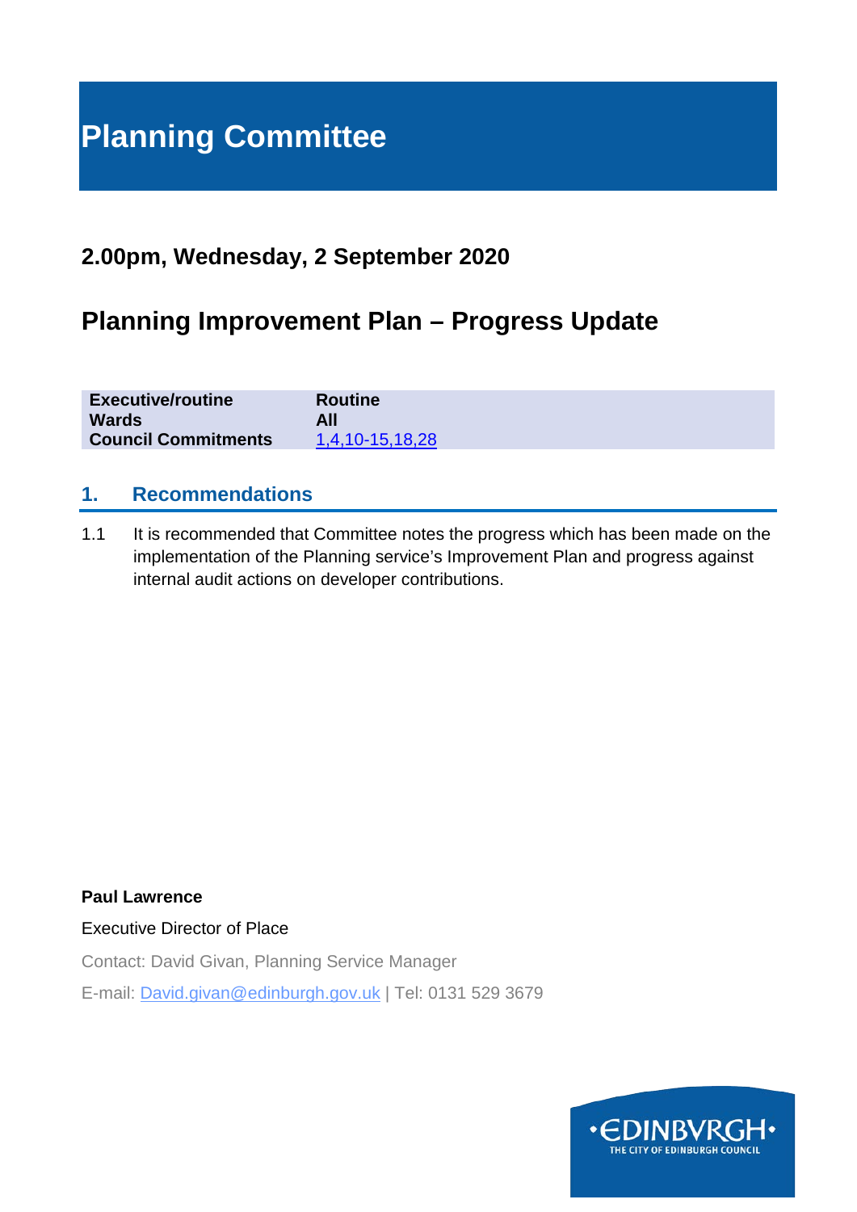# Planning Committee

## 2.00pm, Wednesday, 2 September 2020

## Planning Improvement Plan – Progress Update

| | |
|---|---|
| **Executive/routine** | **Routine** |
| **Wards** | **All** |
| **Council Commitments** | 1,4,10-15,18,28 |

## 1. Recommendations

1.1 It is recommended that Committee notes the progress which has been made on the implementation of the Planning service's Improvement Plan and progress against internal audit actions on developer contributions.

**Paul Lawrence**

Executive Director of Place

Contact: David Givan, Planning Service Manager

E-mail: David.givan@edinburgh.gov.uk | Tel: 0131 529 3679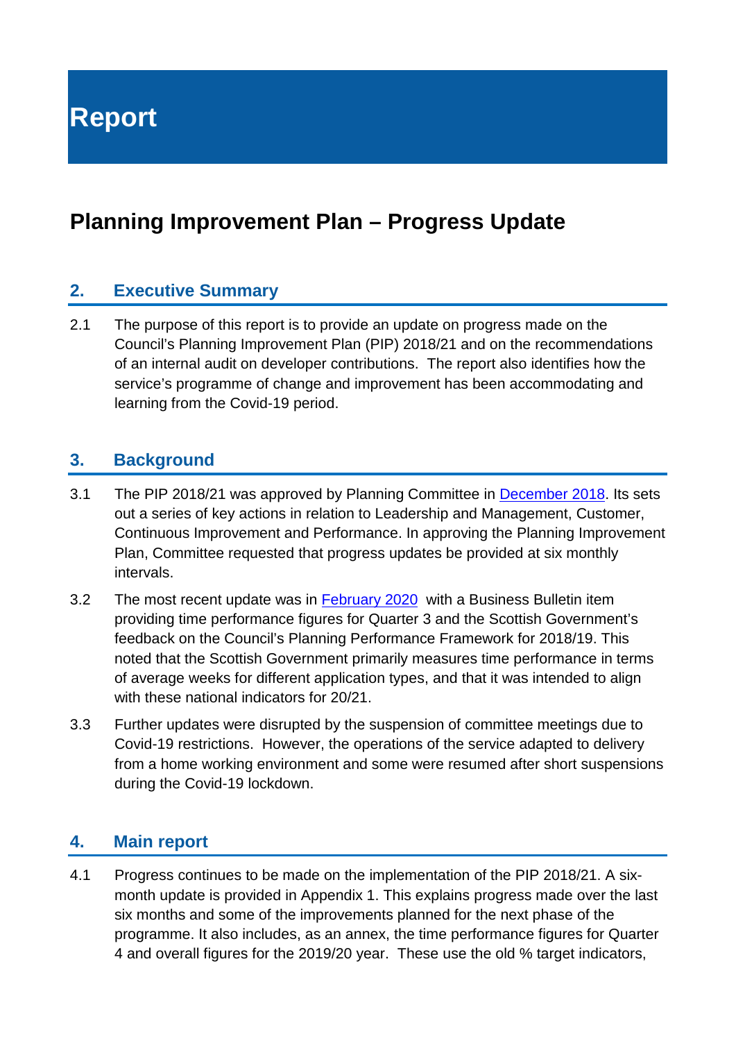# Report

# Planning Improvement Plan – Progress Update

## 2. Executive Summary

2.1 The purpose of this report is to provide an update on progress made on the Council's Planning Improvement Plan (PIP) 2018/21 and on the recommendations of an internal audit on developer contributions. The report also identifies how the service's programme of change and improvement has been accommodating and learning from the Covid-19 period.

## 3. Background

3.1 The PIP 2018/21 was approved by Planning Committee in [December 2018](). Its sets out a series of key actions in relation to Leadership and Management, Customer, Continuous Improvement and Performance. In approving the Planning Improvement Plan, Committee requested that progress updates be provided at six monthly intervals.

3.2 The most recent update was in [February 2020]() with a Business Bulletin item providing time performance figures for Quarter 3 and the Scottish Government's feedback on the Council's Planning Performance Framework for 2018/19. This noted that the Scottish Government primarily measures time performance in terms of average weeks for different application types, and that it was intended to align with these national indicators for 20/21.

3.3 Further updates were disrupted by the suspension of committee meetings due to Covid-19 restrictions. However, the operations of the service adapted to delivery from a home working environment and some were resumed after short suspensions during the Covid-19 lockdown.

## 4. Main report

4.1 Progress continues to be made on the implementation of the PIP 2018/21. A six-month update is provided in Appendix 1. This explains progress made over the last six months and some of the improvements planned for the next phase of the programme. It also includes, as an annex, the time performance figures for Quarter 4 and overall figures for the 2019/20 year. These use the old % target indicators,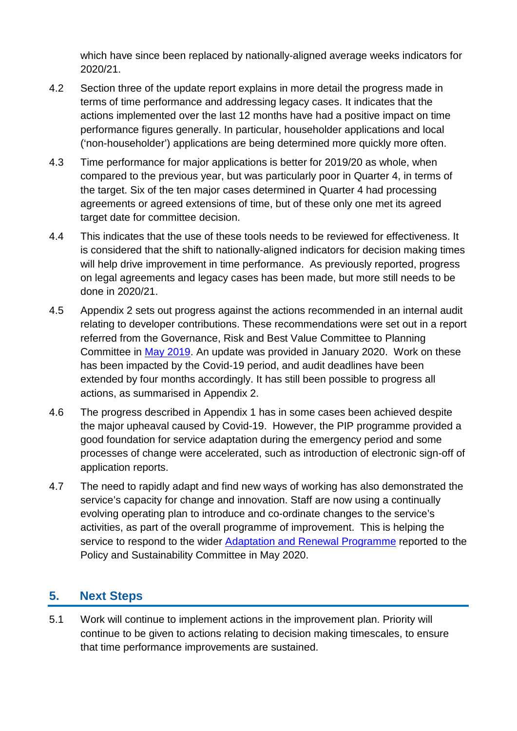which have since been replaced by nationally-aligned average weeks indicators for 2020/21.

4.2 Section three of the update report explains in more detail the progress made in terms of time performance and addressing legacy cases. It indicates that the actions implemented over the last 12 months have had a positive impact on time performance figures generally. In particular, householder applications and local ('non-householder') applications are being determined more quickly more often.

4.3 Time performance for major applications is better for 2019/20 as whole, when compared to the previous year, but was particularly poor in Quarter 4, in terms of the target. Six of the ten major cases determined in Quarter 4 had processing agreements or agreed extensions of time, but of these only one met its agreed target date for committee decision.

4.4 This indicates that the use of these tools needs to be reviewed for effectiveness. It is considered that the shift to nationally-aligned indicators for decision making times will help drive improvement in time performance. As previously reported, progress on legal agreements and legacy cases has been made, but more still needs to be done in 2020/21.

4.5 Appendix 2 sets out progress against the actions recommended in an internal audit relating to developer contributions. These recommendations were set out in a report referred from the Governance, Risk and Best Value Committee to Planning Committee in May 2019. An update was provided in January 2020. Work on these has been impacted by the Covid-19 period, and audit deadlines have been extended by four months accordingly. It has still been possible to progress all actions, as summarised in Appendix 2.

4.6 The progress described in Appendix 1 has in some cases been achieved despite the major upheaval caused by Covid-19. However, the PIP programme provided a good foundation for service adaptation during the emergency period and some processes of change were accelerated, such as introduction of electronic sign-off of application reports.

4.7 The need to rapidly adapt and find new ways of working has also demonstrated the service's capacity for change and innovation. Staff are now using a continually evolving operating plan to introduce and co-ordinate changes to the service's activities, as part of the overall programme of improvement. This is helping the service to respond to the wider Adaptation and Renewal Programme reported to the Policy and Sustainability Committee in May 2020.

## 5. Next Steps

5.1 Work will continue to implement actions in the improvement plan. Priority will continue to be given to actions relating to decision making timescales, to ensure that time performance improvements are sustained.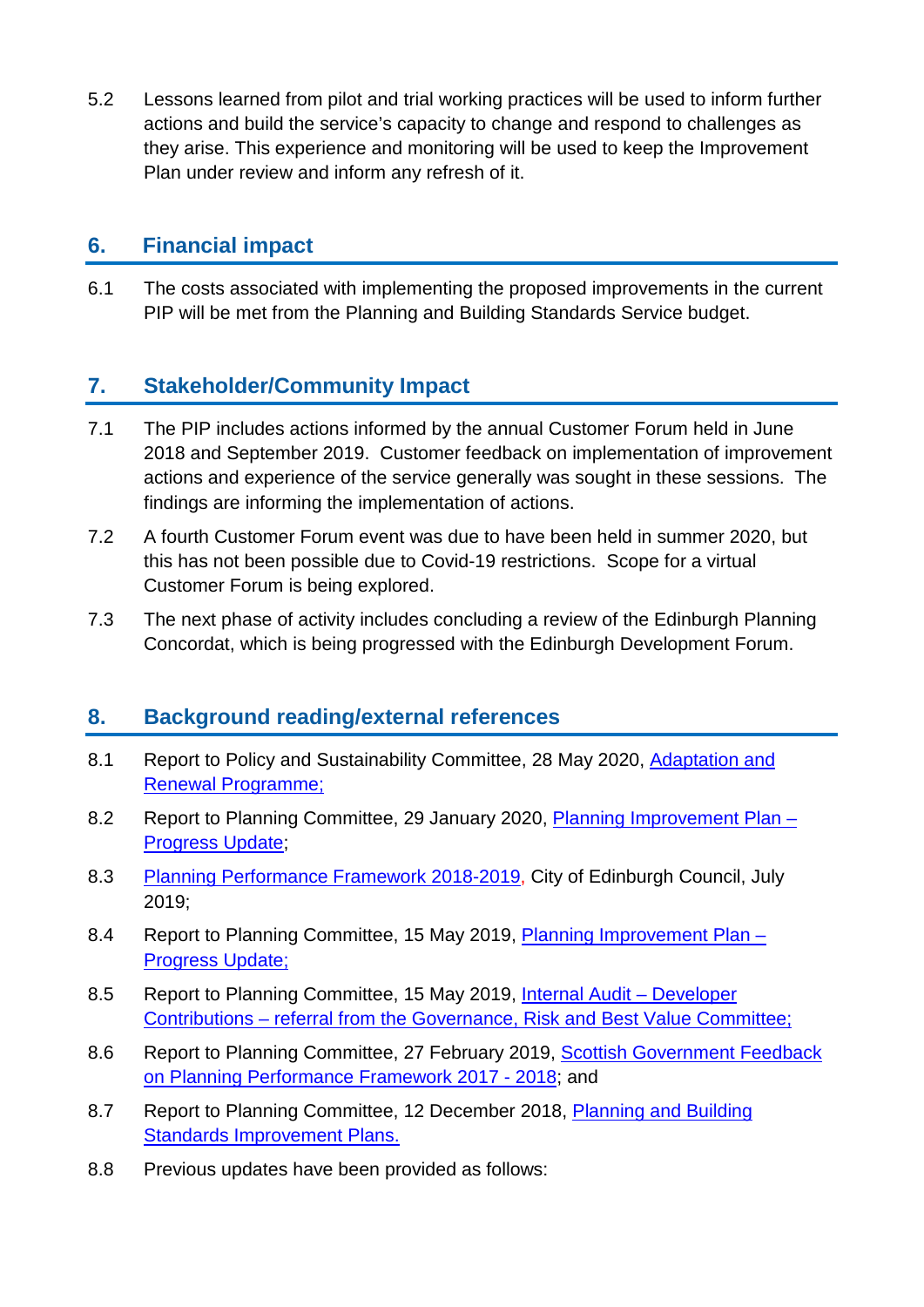5.2 Lessons learned from pilot and trial working practices will be used to inform further actions and build the service's capacity to change and respond to challenges as they arise. This experience and monitoring will be used to keep the Improvement Plan under review and inform any refresh of it.

## 6. Financial impact

6.1 The costs associated with implementing the proposed improvements in the current PIP will be met from the Planning and Building Standards Service budget.

## 7. Stakeholder/Community Impact

7.1 The PIP includes actions informed by the annual Customer Forum held in June 2018 and September 2019. Customer feedback on implementation of improvement actions and experience of the service generally was sought in these sessions. The findings are informing the implementation of actions.

7.2 A fourth Customer Forum event was due to have been held in summer 2020, but this has not been possible due to Covid-19 restrictions. Scope for a virtual Customer Forum is being explored.

7.3 The next phase of activity includes concluding a review of the Edinburgh Planning Concordat, which is being progressed with the Edinburgh Development Forum.

## 8. Background reading/external references

8.1 Report to Policy and Sustainability Committee, 28 May 2020, Adaptation and Renewal Programme;

8.2 Report to Planning Committee, 29 January 2020, Planning Improvement Plan – Progress Update;

8.3 Planning Performance Framework 2018-2019, City of Edinburgh Council, July 2019;

8.4 Report to Planning Committee, 15 May 2019, Planning Improvement Plan – Progress Update;

8.5 Report to Planning Committee, 15 May 2019, Internal Audit – Developer Contributions – referral from the Governance, Risk and Best Value Committee;

8.6 Report to Planning Committee, 27 February 2019, Scottish Government Feedback on Planning Performance Framework 2017 - 2018; and

8.7 Report to Planning Committee, 12 December 2018, Planning and Building Standards Improvement Plans.

8.8 Previous updates have been provided as follows: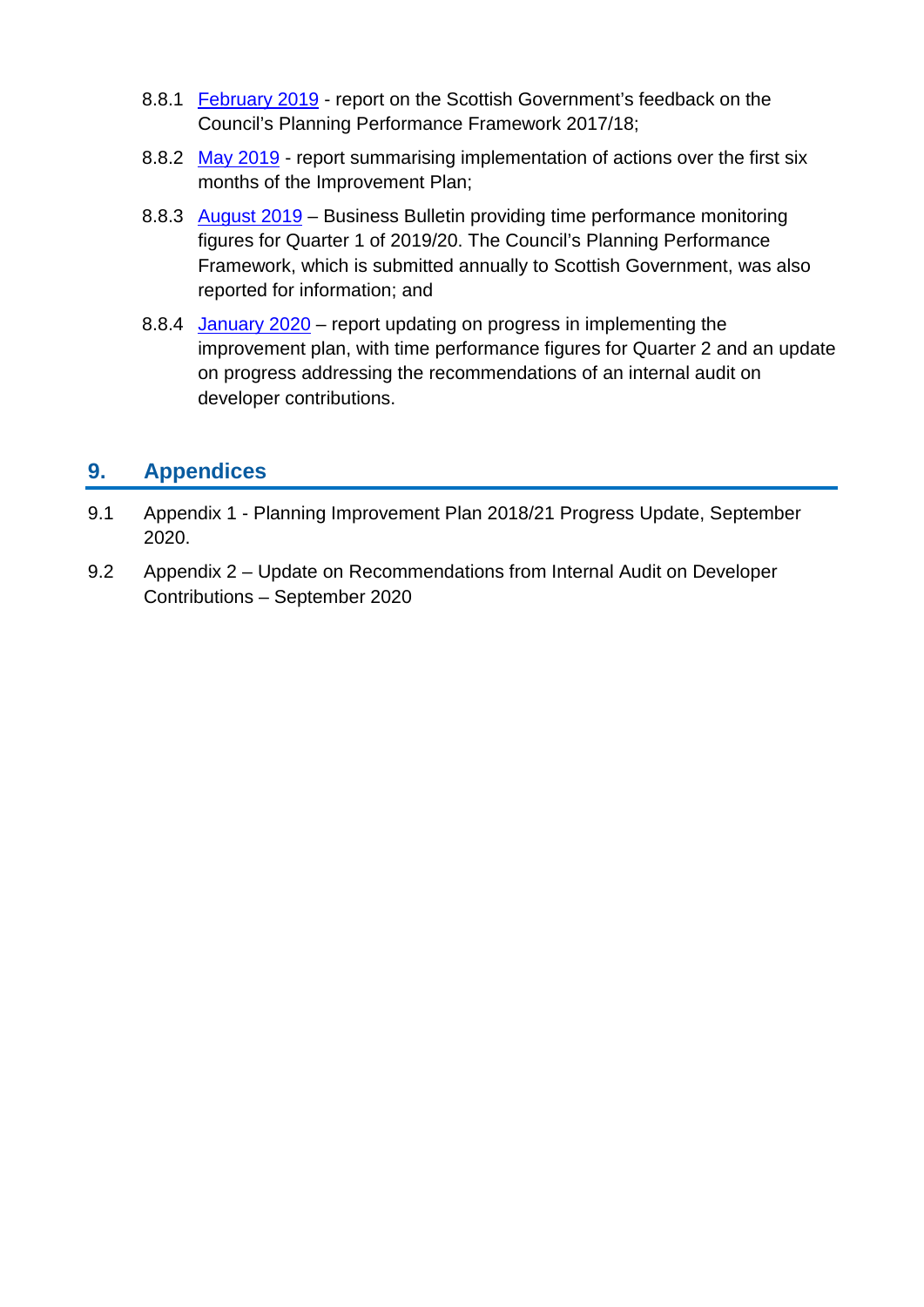8.8.1 February 2019 - report on the Scottish Government's feedback on the Council's Planning Performance Framework 2017/18;

8.8.2 May 2019 - report summarising implementation of actions over the first six months of the Improvement Plan;

8.8.3 August 2019 – Business Bulletin providing time performance monitoring figures for Quarter 1 of 2019/20. The Council's Planning Performance Framework, which is submitted annually to Scottish Government, was also reported for information; and

8.8.4 January 2020 – report updating on progress in implementing the improvement plan, with time performance figures for Quarter 2 and an update on progress addressing the recommendations of an internal audit on developer contributions.

## 9. Appendices

9.1 Appendix 1 - Planning Improvement Plan 2018/21 Progress Update, September 2020.

9.2 Appendix 2 – Update on Recommendations from Internal Audit on Developer Contributions – September 2020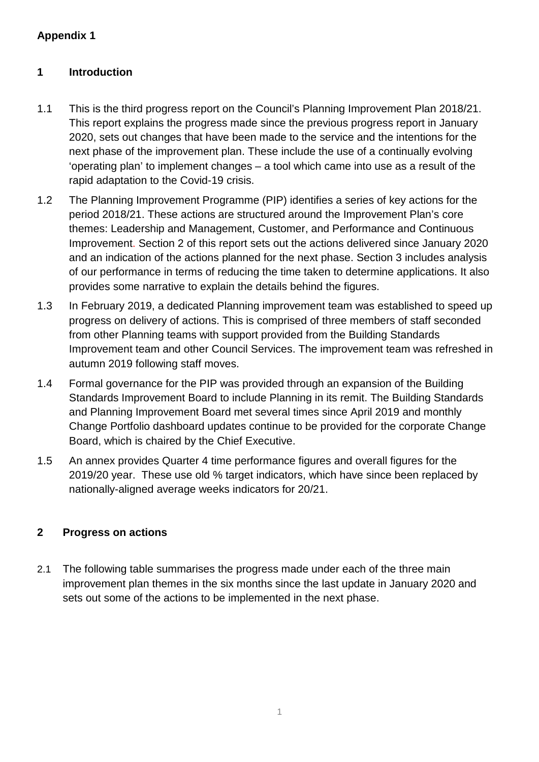**Appendix 1**

## 1 Introduction

1.1 This is the third progress report on the Council's Planning Improvement Plan 2018/21. This report explains the progress made since the previous progress report in January 2020, sets out changes that have been made to the service and the intentions for the next phase of the improvement plan. These include the use of a continually evolving 'operating plan' to implement changes – a tool which came into use as a result of the rapid adaptation to the Covid-19 crisis.

1.2 The Planning Improvement Programme (PIP) identifies a series of key actions for the period 2018/21. These actions are structured around the Improvement Plan's core themes: Leadership and Management, Customer, and Performance and Continuous Improvement. Section 2 of this report sets out the actions delivered since January 2020 and an indication of the actions planned for the next phase. Section 3 includes analysis of our performance in terms of reducing the time taken to determine applications. It also provides some narrative to explain the details behind the figures.

1.3 In February 2019, a dedicated Planning improvement team was established to speed up progress on delivery of actions. This is comprised of three members of staff seconded from other Planning teams with support provided from the Building Standards Improvement team and other Council Services. The improvement team was refreshed in autumn 2019 following staff moves.

1.4 Formal governance for the PIP was provided through an expansion of the Building Standards Improvement Board to include Planning in its remit. The Building Standards and Planning Improvement Board met several times since April 2019 and monthly Change Portfolio dashboard updates continue to be provided for the corporate Change Board, which is chaired by the Chief Executive.

1.5 An annex provides Quarter 4 time performance figures and overall figures for the 2019/20 year. These use old % target indicators, which have since been replaced by nationally-aligned average weeks indicators for 20/21.

## 2 Progress on actions

2.1 The following table summarises the progress made under each of the three main improvement plan themes in the six months since the last update in January 2020 and sets out some of the actions to be implemented in the next phase.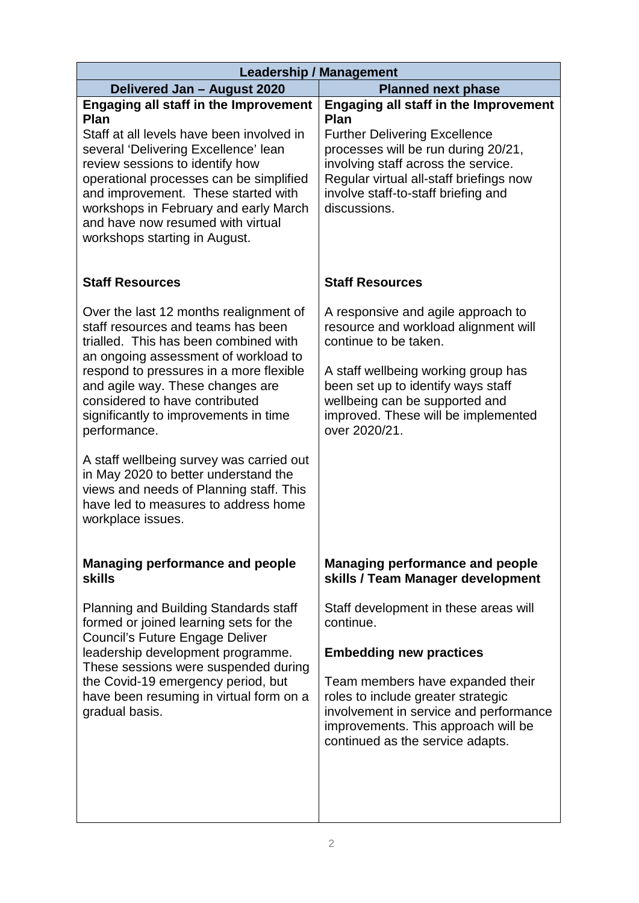| Leadership / Management | |
|---|---|
| **Delivered Jan – August 2020** | **Planned next phase** |
| **Engaging all staff in the Improvement Plan**<br>Staff at all levels have been involved in several 'Delivering Excellence' lean review sessions to identify how operational processes can be simplified and improvement. These started with workshops in February and early March and have now resumed with virtual workshops starting in August. | **Engaging all staff in the Improvement Plan**<br>Further Delivering Excellence processes will be run during 20/21, involving staff across the service. Regular virtual all-staff briefings now involve staff-to-staff briefing and discussions. |
| **Staff Resources**<br><br>Over the last 12 months realignment of staff resources and teams has been trialled. This has been combined with an ongoing assessment of workload to respond to pressures in a more flexible and agile way. These changes are considered to have contributed significantly to improvements in time performance.<br><br>A staff wellbeing survey was carried out in May 2020 to better understand the views and needs of Planning staff. This have led to measures to address home workplace issues. | **Staff Resources**<br><br>A responsive and agile approach to resource and workload alignment will continue to be taken.<br><br>A staff wellbeing working group has been set up to identify ways staff wellbeing can be supported and improved. These will be implemented over 2020/21. |
| **Managing performance and people skills**<br><br>Planning and Building Standards staff formed or joined learning sets for the Council's Future Engage Deliver leadership development programme. These sessions were suspended during the Covid-19 emergency period, but have been resuming in virtual form on a gradual basis. | **Managing performance and people skills / Team Manager development**<br><br>Staff development in these areas will continue.<br><br>**Embedding new practices**<br><br>Team members have expanded their roles to include greater strategic involvement in service and performance improvements. This approach will be continued as the service adapts. |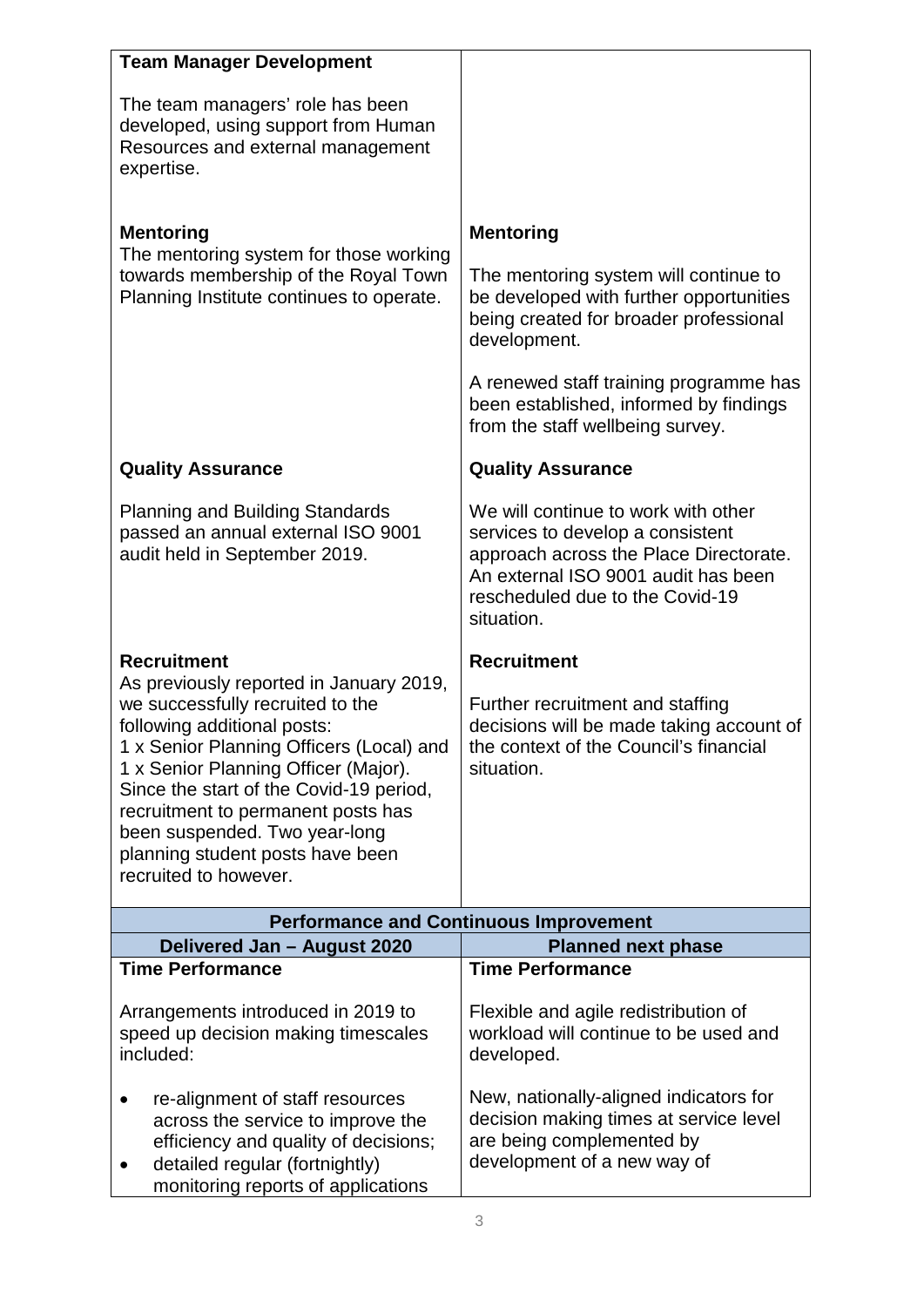| | |
|---|---|
| **Team Manager Development**<br><br>The team managers' role has been developed, using support from Human Resources and external management expertise. | |
| **Mentoring**<br>The mentoring system for those working towards membership of the Royal Town Planning Institute continues to operate. | **Mentoring**<br><br>The mentoring system will continue to be developed with further opportunities being created for broader professional development.<br><br>A renewed staff training programme has been established, informed by findings from the staff wellbeing survey. |
| **Quality Assurance**<br><br>Planning and Building Standards passed an annual external ISO 9001 audit held in September 2019. | **Quality Assurance**<br><br>We will continue to work with other services to develop a consistent approach across the Place Directorate. An external ISO 9001 audit has been rescheduled due to the Covid-19 situation. |
| **Recruitment**<br>As previously reported in January 2019, we successfully recruited to the following additional posts:<br>1 x Senior Planning Officers (Local) and 1 x Senior Planning Officer (Major).<br>Since the start of the Covid-19 period, recruitment to permanent posts has been suspended. Two year-long planning student posts have been recruited to however. | **Recruitment**<br><br>Further recruitment and staffing decisions will be made taking account of the context of the Council's financial situation. |

| **Performance and Continuous Improvement** | |
|---|---|
| **Delivered Jan – August 2020** | **Planned next phase** |
| **Time Performance**<br><br>Arrangements introduced in 2019 to speed up decision making timescales included:<br><br>• re-alignment of staff resources across the service to improve the efficiency and quality of decisions;<br>• detailed regular (fortnightly) monitoring reports of applications | **Time Performance**<br><br>Flexible and agile redistribution of workload will continue to be used and developed.<br><br>New, nationally-aligned indicators for decision making times at service level are being complemented by development of a new way of |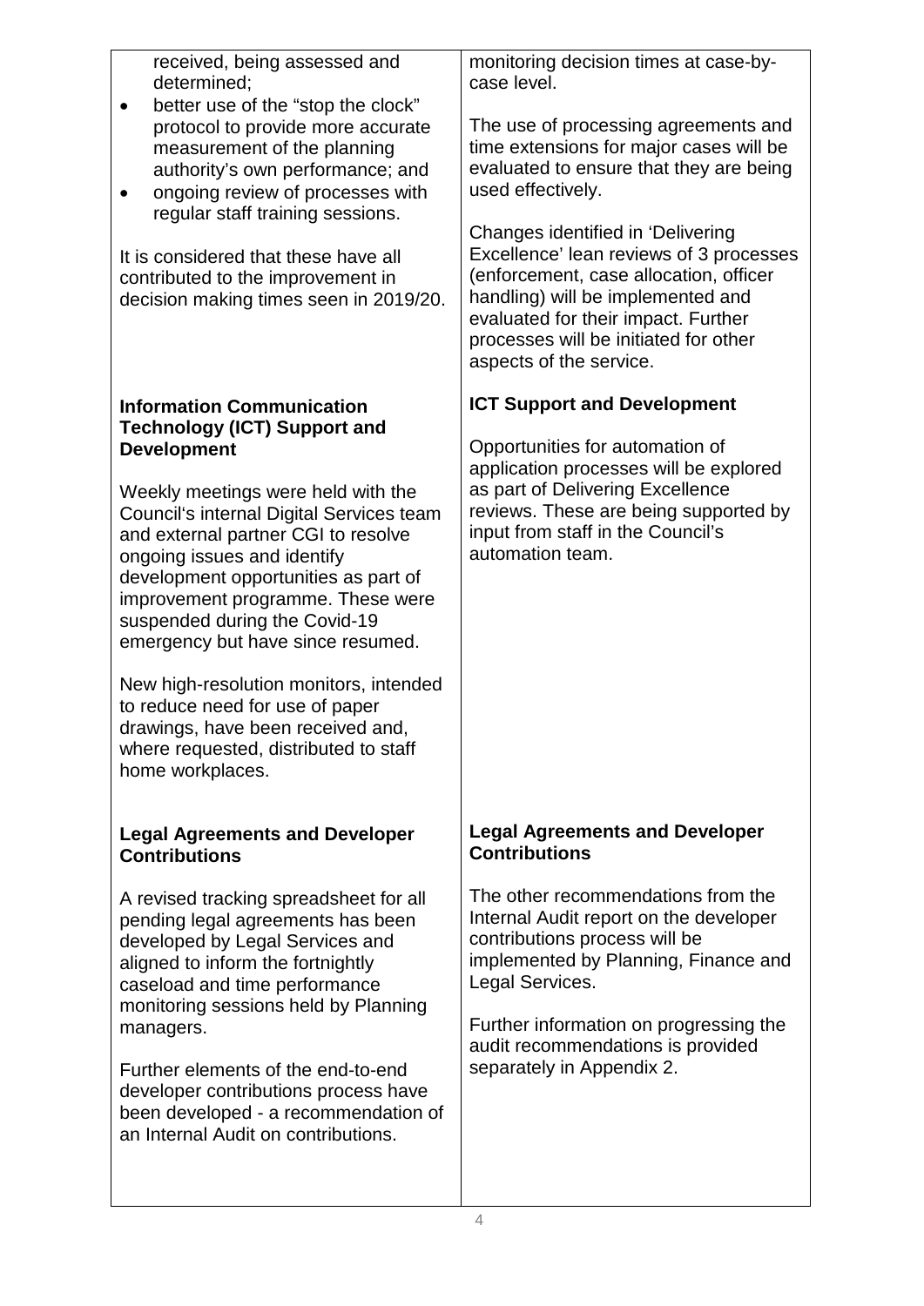| | |
|---|---|
| received, being assessed and determined;<br>• better use of the "stop the clock" protocol to provide more accurate measurement of the planning authority's own performance; and<br>• ongoing review of processes with regular staff training sessions.<br><br>It is considered that these have all contributed to the improvement in decision making times seen in 2019/20. | monitoring decision times at case-by-case level.<br><br>The use of processing agreements and time extensions for major cases will be evaluated to ensure that they are being used effectively.<br><br>Changes identified in 'Delivering Excellence' lean reviews of 3 processes (enforcement, case allocation, officer handling) will be implemented and evaluated for their impact. Further processes will be initiated for other aspects of the service. |
| **Information Communication Technology (ICT) Support and Development**<br><br>Weekly meetings were held with the Council's internal Digital Services team and external partner CGI to resolve ongoing issues and identify development opportunities as part of improvement programme. These were suspended during the Covid-19 emergency but have since resumed.<br><br>New high-resolution monitors, intended to reduce need for use of paper drawings, have been received and, where requested, distributed to staff home workplaces. | **ICT Support and Development**<br><br>Opportunities for automation of application processes will be explored as part of Delivering Excellence reviews. These are being supported by input from staff in the Council's automation team. |
| **Legal Agreements and Developer Contributions**<br><br>A revised tracking spreadsheet for all pending legal agreements has been developed by Legal Services and aligned to inform the fortnightly caseload and time performance monitoring sessions held by Planning managers.<br><br>Further elements of the end-to-end developer contributions process have been developed - a recommendation of an Internal Audit on contributions. | **Legal Agreements and Developer Contributions**<br><br>The other recommendations from the Internal Audit report on the developer contributions process will be implemented by Planning, Finance and Legal Services.<br><br>Further information on progressing the audit recommendations is provided separately in Appendix 2. |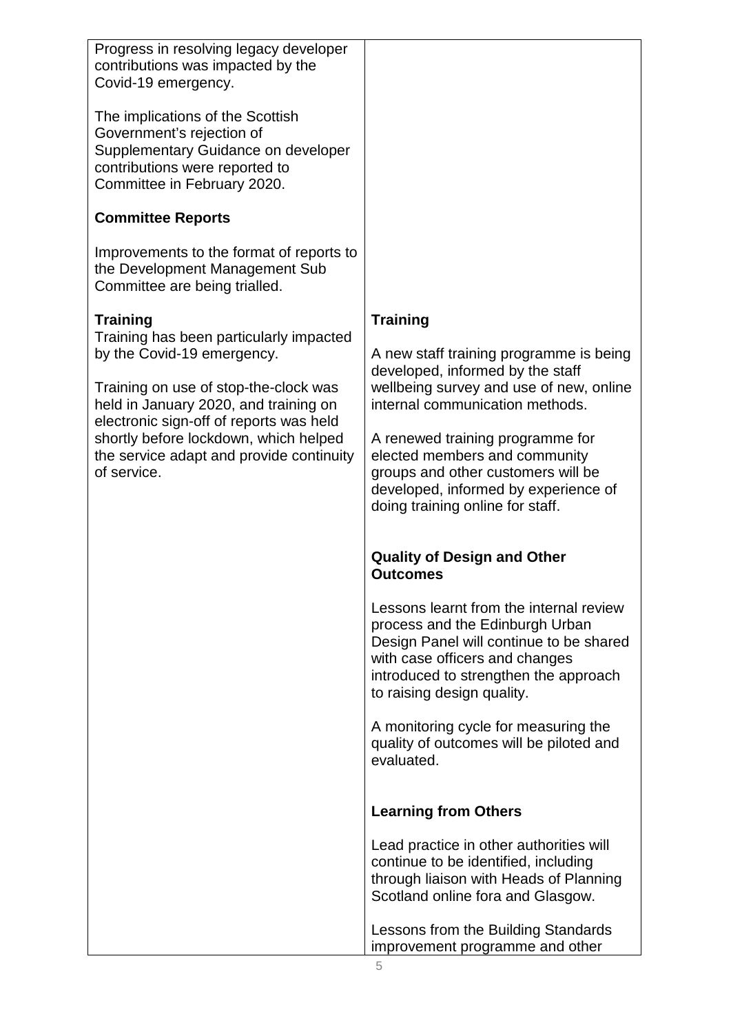| | |
|---|---|
| Progress in resolving legacy developer contributions was impacted by the Covid-19 emergency.<br><br>The implications of the Scottish Government's rejection of Supplementary Guidance on developer contributions were reported to Committee in February 2020.<br><br>**Committee Reports**<br><br>Improvements to the format of reports to the Development Management Sub Committee are being trialled. | |
| **Training**<br>Training has been particularly impacted by the Covid-19 emergency.<br><br>Training on use of stop-the-clock was held in January 2020, and training on electronic sign-off of reports was held shortly before lockdown, which helped the service adapt and provide continuity of service. | **Training**<br><br>A new staff training programme is being developed, informed by the staff wellbeing survey and use of new, online internal communication methods.<br><br>A renewed training programme for elected members and community groups and other customers will be developed, informed by experience of doing training online for staff.<br><br>**Quality of Design and Other Outcomes**<br><br>Lessons learnt from the internal review process and the Edinburgh Urban Design Panel will continue to be shared with case officers and changes introduced to strengthen the approach to raising design quality.<br><br>A monitoring cycle for measuring the quality of outcomes will be piloted and evaluated.<br><br>**Learning from Others**<br><br>Lead practice in other authorities will continue to be identified, including through liaison with Heads of Planning Scotland online fora and Glasgow.<br><br>Lessons from the Building Standards improvement programme and other |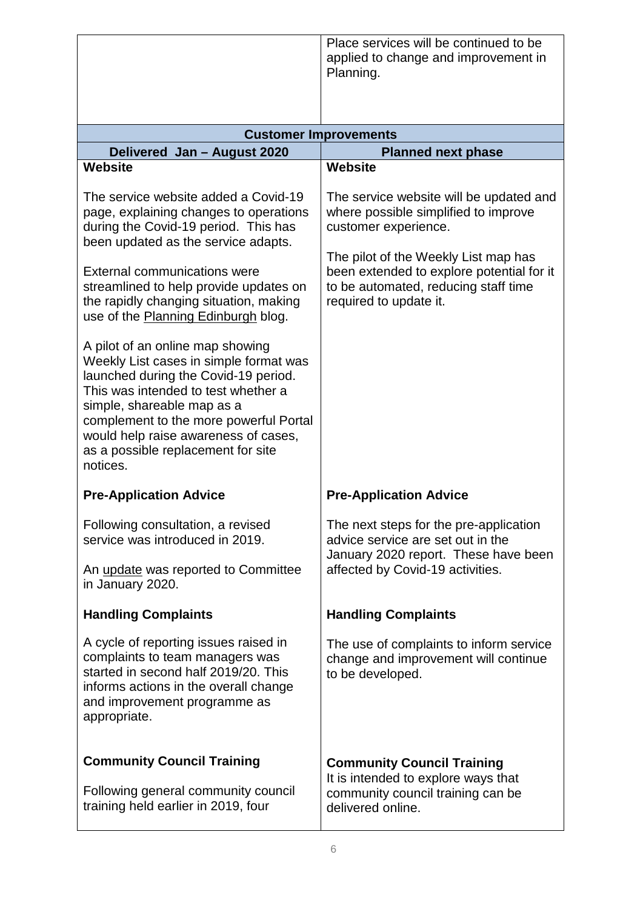| | Place services will be continued to be applied to change and improvement in Planning. |
|---|---|
| **Customer Improvements** | |
| **Delivered Jan – August 2020** | **Planned next phase** |
| **Website**<br><br>The service website added a Covid-19 page, explaining changes to operations during the Covid-19 period. This has been updated as the service adapts.<br><br>External communications were streamlined to help provide updates on the rapidly changing situation, making use of the Planning Edinburgh blog.<br><br>A pilot of an online map showing Weekly List cases in simple format was launched during the Covid-19 period. This was intended to test whether a simple, shareable map as a complement to the more powerful Portal would help raise awareness of cases, as a possible replacement for site notices. | **Website**<br><br>The service website will be updated and where possible simplified to improve customer experience.<br><br>The pilot of the Weekly List map has been extended to explore potential for it to be automated, reducing staff time required to update it. |
| **Pre-Application Advice**<br><br>Following consultation, a revised service was introduced in 2019.<br><br>An update was reported to Committee in January 2020. | **Pre-Application Advice**<br><br>The next steps for the pre-application advice service are set out in the January 2020 report. These have been affected by Covid-19 activities. |
| **Handling Complaints**<br><br>A cycle of reporting issues raised in complaints to team managers was started in second half 2019/20. This informs actions in the overall change and improvement programme as appropriate. | **Handling Complaints**<br><br>The use of complaints to inform service change and improvement will continue to be developed. |
| **Community Council Training**<br><br>Following general community council training held earlier in 2019, four | **Community Council Training**<br>It is intended to explore ways that community council training can be delivered online. |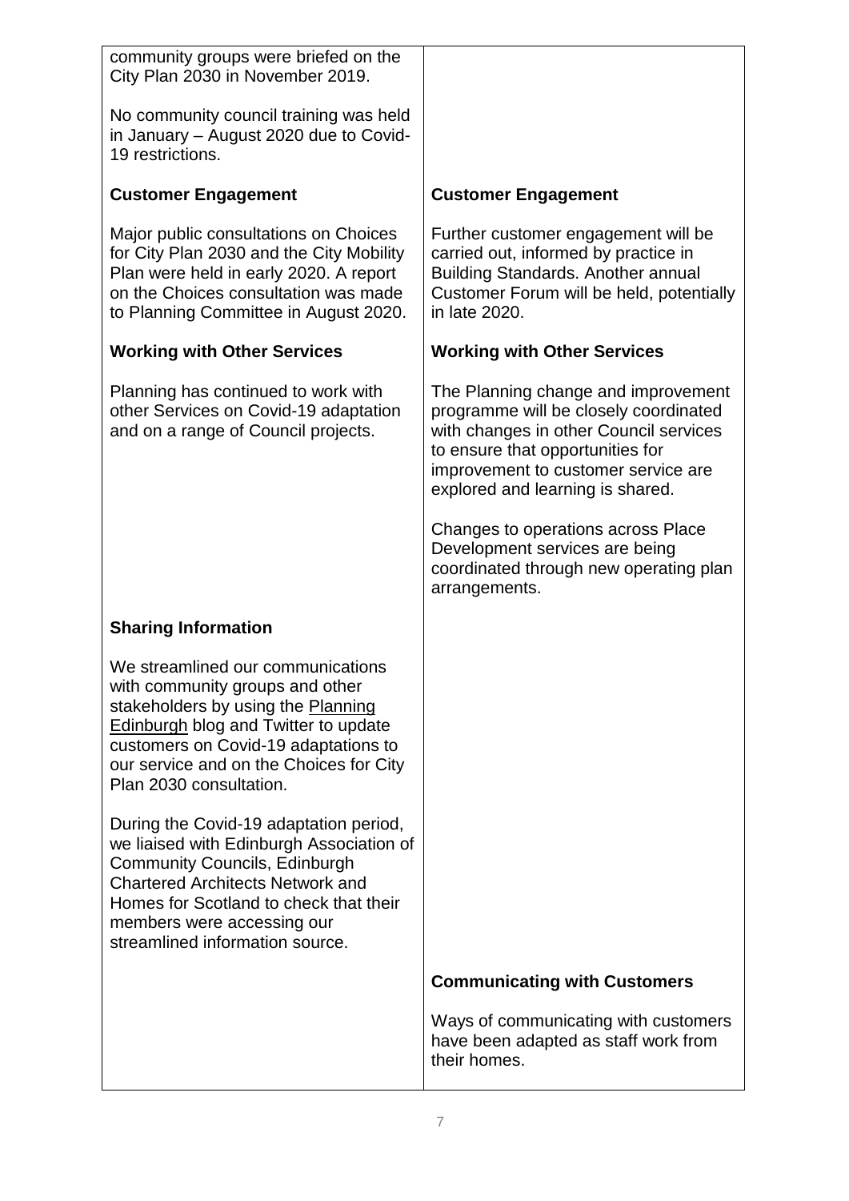| | |
|---|---|
| community groups were briefed on the City Plan 2030 in November 2019.<br><br>No community council training was held in January – August 2020 due to Covid-19 restrictions. | |
| **Customer Engagement**<br><br>Major public consultations on Choices for City Plan 2030 and the City Mobility Plan were held in early 2020. A report on the Choices consultation was made to Planning Committee in August 2020. | **Customer Engagement**<br><br>Further customer engagement will be carried out, informed by practice in Building Standards. Another annual Customer Forum will be held, potentially in late 2020. |
| **Working with Other Services**<br><br>Planning has continued to work with other Services on Covid-19 adaptation and on a range of Council projects. | **Working with Other Services**<br><br>The Planning change and improvement programme will be closely coordinated with changes in other Council services to ensure that opportunities for improvement to customer service are explored and learning is shared.<br><br>Changes to operations across Place Development services are being coordinated through new operating plan arrangements. |
| **Sharing Information**<br><br>We streamlined our communications with community groups and other stakeholders by using the Planning Edinburgh blog and Twitter to update customers on Covid-19 adaptations to our service and on the Choices for City Plan 2030 consultation.<br><br>During the Covid-19 adaptation period, we liaised with Edinburgh Association of Community Councils, Edinburgh Chartered Architects Network and Homes for Scotland to check that their members were accessing our streamlined information source. | |
| | **Communicating with Customers**<br><br>Ways of communicating with customers have been adapted as staff work from their homes. |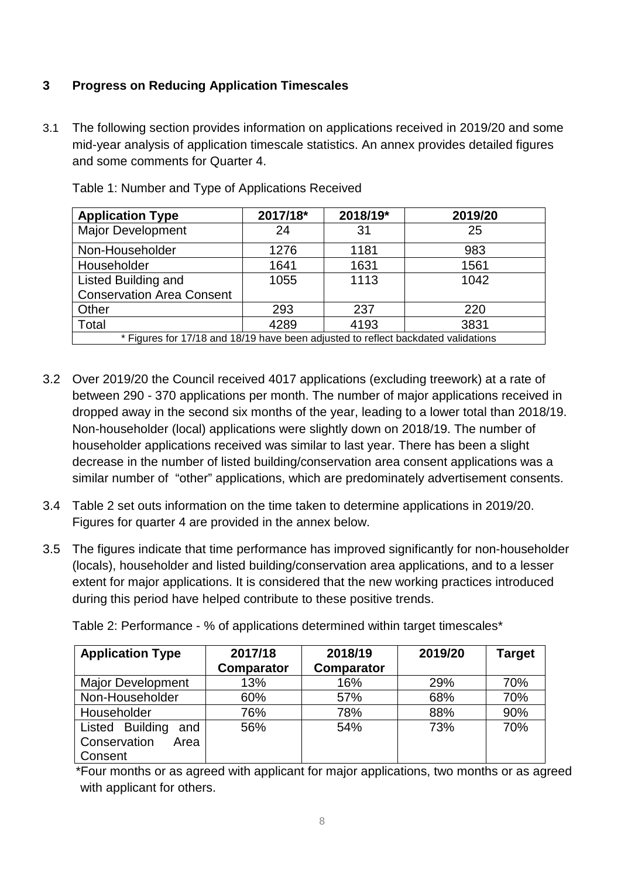## 3 Progress on Reducing Application Timescales

3.1 The following section provides information on applications received in 2019/20 and some mid-year analysis of application timescale statistics. An annex provides detailed figures and some comments for Quarter 4.

Table 1: Number and Type of Applications Received

| Application Type | 2017/18* | 2018/19* | 2019/20 |
|---|---|---|---|
| Major Development | 24 | 31 | 25 |
| Non-Householder | 1276 | 1181 | 983 |
| Householder | 1641 | 1631 | 1561 |
| Listed Building and Conservation Area Consent | 1055 | 1113 | 1042 |
| Other | 293 | 237 | 220 |
| Total | 4289 | 4193 | 3831 |
| * Figures for 17/18 and 18/19 have been adjusted to reflect backdated validations | | | |

3.2 Over 2019/20 the Council received 4017 applications (excluding treework) at a rate of between 290 - 370 applications per month. The number of major applications received in dropped away in the second six months of the year, leading to a lower total than 2018/19. Non-householder (local) applications were slightly down on 2018/19. The number of householder applications received was similar to last year. There has been a slight decrease in the number of listed building/conservation area consent applications was a similar number of "other" applications, which are predominately advertisement consents.

3.4 Table 2 set outs information on the time taken to determine applications in 2019/20. Figures for quarter 4 are provided in the annex below.

3.5 The figures indicate that time performance has improved significantly for non-householder (locals), householder and listed building/conservation area applications, and to a lesser extent for major applications. It is considered that the new working practices introduced during this period have helped contribute to these positive trends.

Table 2: Performance - % of applications determined within target timescales*

| Application Type | 2017/18 Comparator | 2018/19 Comparator | 2019/20 | Target |
|---|---|---|---|---|
| Major Development | 13% | 16% | 29% | 70% |
| Non-Householder | 60% | 57% | 68% | 70% |
| Householder | 76% | 78% | 88% | 90% |
| Listed Building and Conservation Area Consent | 56% | 54% | 73% | 70% |

*Four months or as agreed with applicant for major applications, two months or as agreed with applicant for others.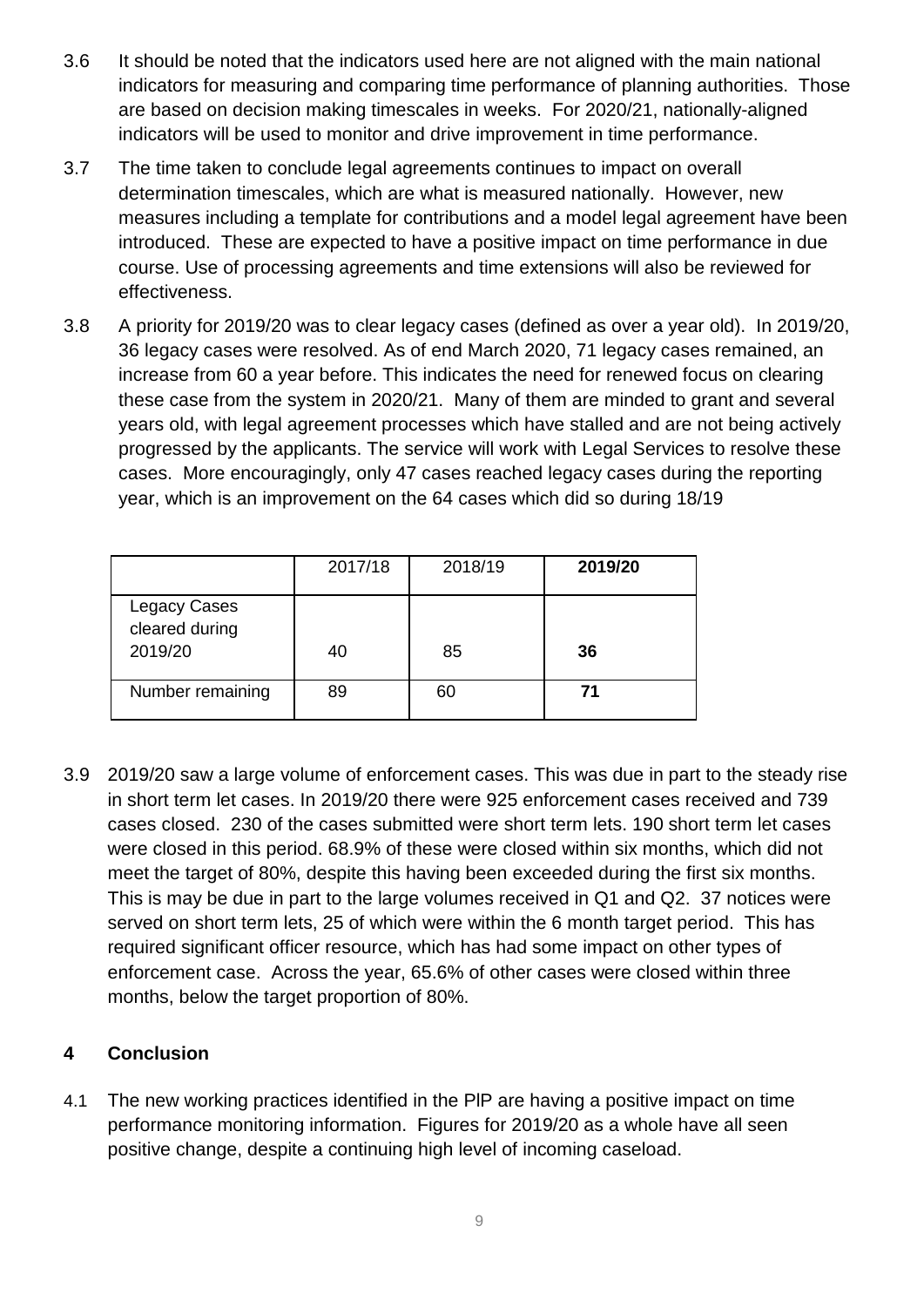3.6 It should be noted that the indicators used here are not aligned with the main national indicators for measuring and comparing time performance of planning authorities. Those are based on decision making timescales in weeks. For 2020/21, nationally-aligned indicators will be used to monitor and drive improvement in time performance.

3.7 The time taken to conclude legal agreements continues to impact on overall determination timescales, which are what is measured nationally. However, new measures including a template for contributions and a model legal agreement have been introduced. These are expected to have a positive impact on time performance in due course. Use of processing agreements and time extensions will also be reviewed for effectiveness.

3.8 A priority for 2019/20 was to clear legacy cases (defined as over a year old). In 2019/20, 36 legacy cases were resolved. As of end March 2020, 71 legacy cases remained, an increase from 60 a year before. This indicates the need for renewed focus on clearing these case from the system in 2020/21. Many of them are minded to grant and several years old, with legal agreement processes which have stalled and are not being actively progressed by the applicants. The service will work with Legal Services to resolve these cases. More encouragingly, only 47 cases reached legacy cases during the reporting year, which is an improvement on the 64 cases which did so during 18/19

| | 2017/18 | 2018/19 | **2019/20** |
|---|---|---|---|
| Legacy Cases cleared during 2019/20 | 40 | 85 | **36** |
| Number remaining | 89 | 60 | **71** |

3.9 2019/20 saw a large volume of enforcement cases. This was due in part to the steady rise in short term let cases. In 2019/20 there were 925 enforcement cases received and 739 cases closed. 230 of the cases submitted were short term lets. 190 short term let cases were closed in this period. 68.9% of these were closed within six months, which did not meet the target of 80%, despite this having been exceeded during the first six months. This is may be due in part to the large volumes received in Q1 and Q2. 37 notices were served on short term lets, 25 of which were within the 6 month target period. This has required significant officer resource, which has had some impact on other types of enforcement case. Across the year, 65.6% of other cases were closed within three months, below the target proportion of 80%.

## 4 Conclusion

4.1 The new working practices identified in the PIP are having a positive impact on time performance monitoring information. Figures for 2019/20 as a whole have all seen positive change, despite a continuing high level of incoming caseload.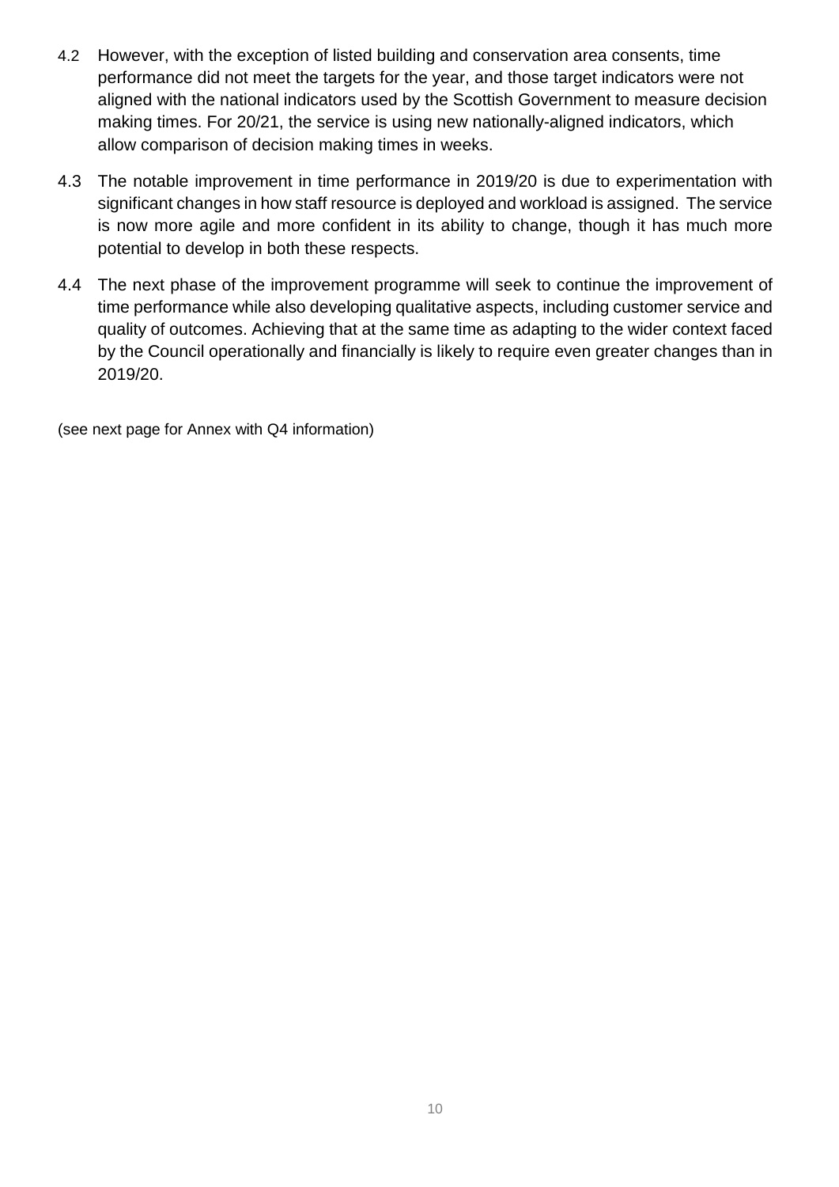4.2 However, with the exception of listed building and conservation area consents, time performance did not meet the targets for the year, and those target indicators were not aligned with the national indicators used by the Scottish Government to measure decision making times. For 20/21, the service is using new nationally-aligned indicators, which allow comparison of decision making times in weeks.

4.3 The notable improvement in time performance in 2019/20 is due to experimentation with significant changes in how staff resource is deployed and workload is assigned. The service is now more agile and more confident in its ability to change, though it has much more potential to develop in both these respects.

4.4 The next phase of the improvement programme will seek to continue the improvement of time performance while also developing qualitative aspects, including customer service and quality of outcomes. Achieving that at the same time as adapting to the wider context faced by the Council operationally and financially is likely to require even greater changes than in 2019/20.

(see next page for Annex with Q4 information)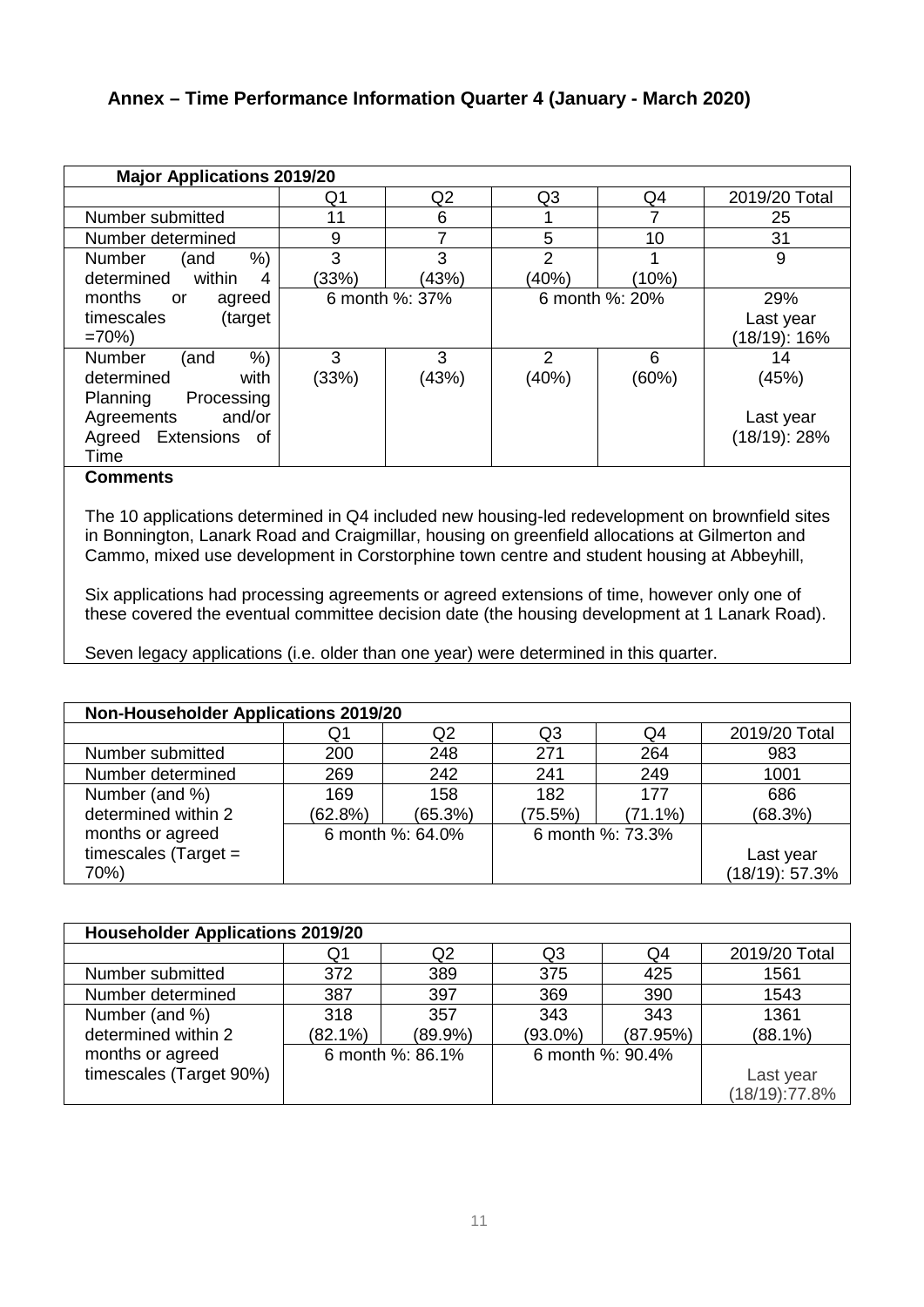## Annex – Time Performance Information Quarter 4 (January - March 2020)

| **Major Applications 2019/20** | | | | | |
|---|---|---|---|---|---|
| | Q1 | Q2 | Q3 | Q4 | 2019/20 Total |
| Number submitted | 11 | 6 | 1 | 7 | 25 |
| Number determined | 9 | 7 | 5 | 10 | 31 |
| Number (and %) determined within 4 months or agreed timescales (target =70%) | 3 (33%) | 3 (43%) | 2 (40%) | 1 (10%) | 9 |
| | 6 month %: 37% | | 6 month %: 20% | | 29% Last year (18/19): 16% |
| Number (and %) determined with Planning Processing Agreements and/or Agreed Extensions of Time | 3 (33%) | 3 (43%) | 2 (40%) | 6 (60%) | 14 (45%) Last year (18/19): 28% |

**Comments**

The 10 applications determined in Q4 included new housing-led redevelopment on brownfield sites in Bonnington, Lanark Road and Craigmillar, housing on greenfield allocations at Gilmerton and Cammo, mixed use development in Corstorphine town centre and student housing at Abbeyhill,

Six applications had processing agreements or agreed extensions of time, however only one of these covered the eventual committee decision date (the housing development at 1 Lanark Road).

Seven legacy applications (i.e. older than one year) were determined in this quarter.

| **Non-Householder Applications 2019/20** | | | | | |
|---|---|---|---|---|---|
| | Q1 | Q2 | Q3 | Q4 | 2019/20 Total |
| Number submitted | 200 | 248 | 271 | 264 | 983 |
| Number determined | 269 | 242 | 241 | 249 | 1001 |
| Number (and %) determined within 2 months or agreed timescales (Target = 70%) | 169 (62.8%) | 158 (65.3%) | 182 (75.5%) | 177 (71.1%) | 686 (68.3%) |
| | 6 month %: 64.0% | | 6 month %: 73.3% | | Last year (18/19): 57.3% |

| **Householder Applications 2019/20** | | | | | |
|---|---|---|---|---|---|
| | Q1 | Q2 | Q3 | Q4 | 2019/20 Total |
| Number submitted | 372 | 389 | 375 | 425 | 1561 |
| Number determined | 387 | 397 | 369 | 390 | 1543 |
| Number (and %) determined within 2 months or agreed timescales (Target 90%) | 318 (82.1%) | 357 (89.9%) | 343 (93.0%) | 343 (87.95%) | 1361 (88.1%) |
| | 6 month %: 86.1% | | 6 month %: 90.4% | | Last year (18/19):77.8% |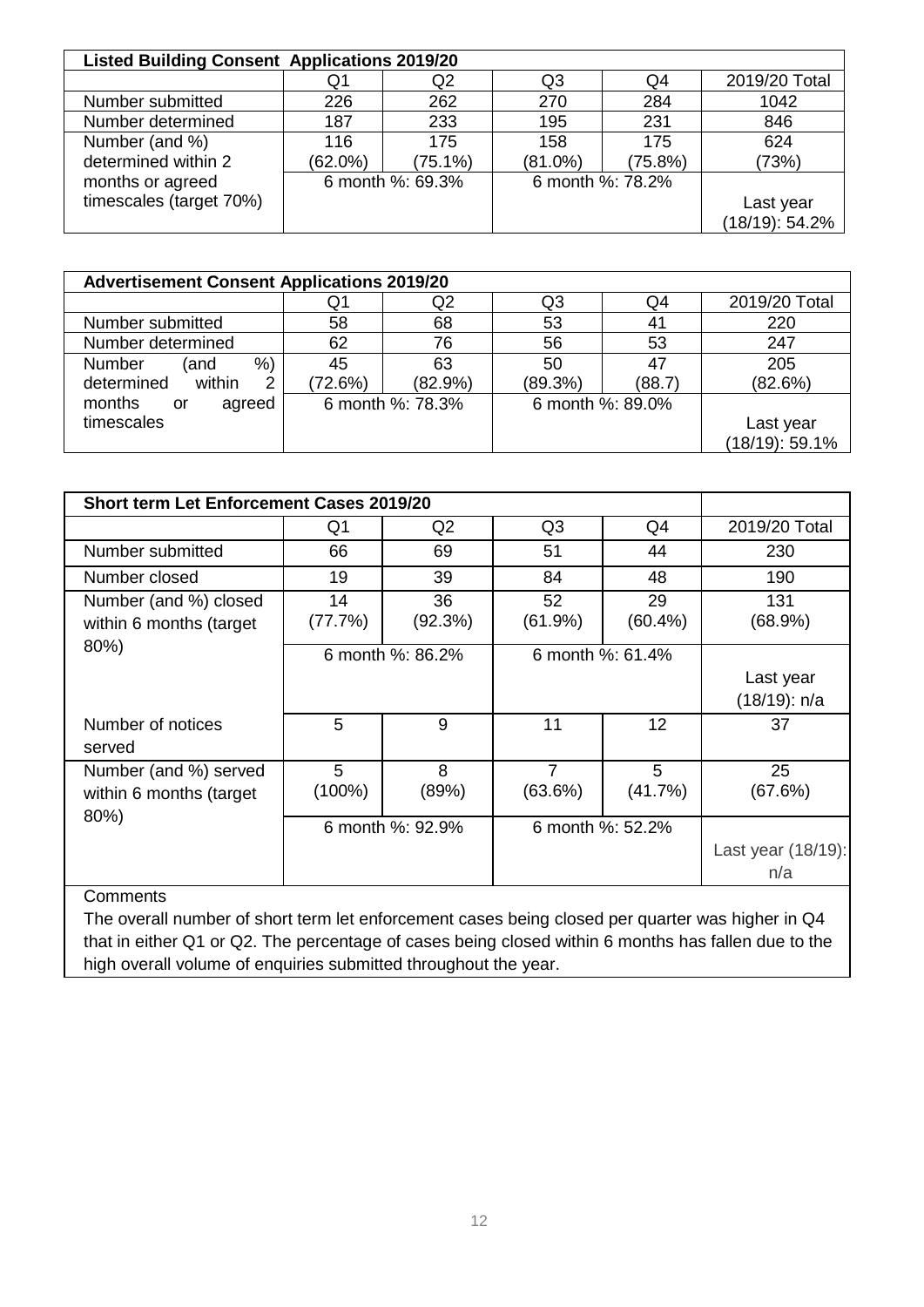| Listed Building Consent Applications 2019/20 | | | | | |
|---|---|---|---|---|---|
| | Q1 | Q2 | Q3 | Q4 | 2019/20 Total |
| Number submitted | 226 | 262 | 270 | 284 | 1042 |
| Number determined | 187 | 233 | 195 | 231 | 846 |
| Number (and %) determined within 2 months or agreed timescales (target 70%) | 116 (62.0%) | 175 (75.1%) | 158 (81.0%) | 175 (75.8%) | 624 (73%) |
| | 6 month %: 69.3% | | 6 month %: 78.2% | | Last year (18/19): 54.2% |

| Advertisement Consent Applications 2019/20 | | | | | |
|---|---|---|---|---|---|
| | Q1 | Q2 | Q3 | Q4 | 2019/20 Total |
| Number submitted | 58 | 68 | 53 | 41 | 220 |
| Number determined | 62 | 76 | 56 | 53 | 247 |
| Number (and %) determined within 2 months or agreed timescales | 45 (72.6%) | 63 (82.9%) | 50 (89.3%) | 47 (88.7) | 205 (82.6%) |
| | 6 month %: 78.3% | | 6 month %: 89.0% | | Last year (18/19): 59.1% |

| Short term Let Enforcement Cases 2019/20 | | | | | |
|---|---|---|---|---|---|
| | Q1 | Q2 | Q3 | Q4 | 2019/20 Total |
| Number submitted | 66 | 69 | 51 | 44 | 230 |
| Number closed | 19 | 39 | 84 | 48 | 190 |
| Number (and %) closed within 6 months (target 80%) | 14 (77.7%) | 36 (92.3%) | 52 (61.9%) | 29 (60.4%) | 131 (68.9%) |
| | 6 month %: 86.2% | | 6 month %: 61.4% | | Last year (18/19): n/a |
| Number of notices served | 5 | 9 | 11 | 12 | 37 |
| Number (and %) served within 6 months (target 80%) | 5 (100%) | 8 (89%) | 7 (63.6%) | 5 (41.7%) | 25 (67.6%) |
| | 6 month %: 92.9% | | 6 month %: 52.2% | | Last year (18/19): n/a |

Comments

The overall number of short term let enforcement cases being closed per quarter was higher in Q4 that in either Q1 or Q2. The percentage of cases being closed within 6 months has fallen due to the high overall volume of enquiries submitted throughout the year.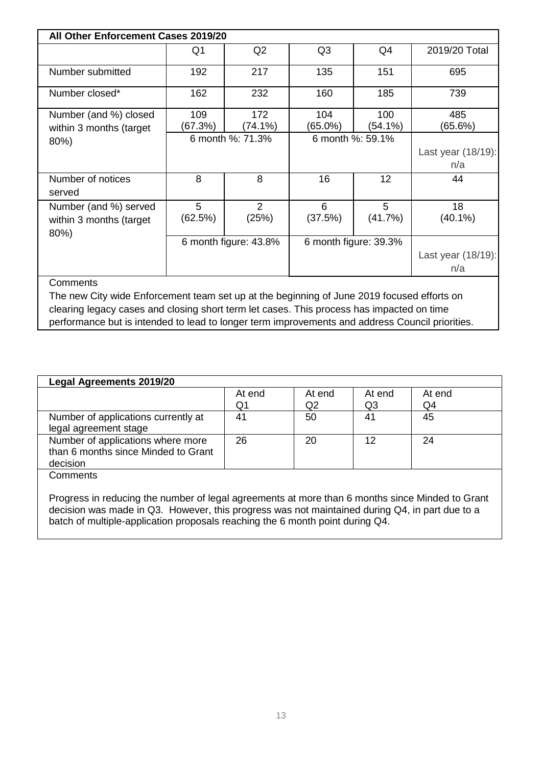| All Other Enforcement Cases 2019/20 | | | | | |
|---|---|---|---|---|---|
| | Q1 | Q2 | Q3 | Q4 | 2019/20 Total |
| Number submitted | 192 | 217 | 135 | 151 | 695 |
| Number closed* | 162 | 232 | 160 | 185 | 739 |
| Number (and %) closed within 3 months (target 80%) | 109 (67.3%) | 172 (74.1%) | 104 (65.0%) | 100 (54.1%) | 485 (65.6%) |
| | 6 month %: 71.3% | | 6 month %: 59.1% | | Last year (18/19): n/a |
| Number of notices served | 8 | 8 | 16 | 12 | 44 |
| Number (and %) served within 3 months (target 80%) | 5 (62.5%) | 2 (25%) | 6 (37.5%) | 5 (41.7%) | 18 (40.1%) |
| | 6 month figure: 43.8% | | 6 month figure: 39.3% | | Last year (18/19): n/a |

Comments

The new City wide Enforcement team set up at the beginning of June 2019 focused efforts on clearing legacy cases and closing short term let cases. This process has impacted on time performance but is intended to lead to longer term improvements and address Council priorities.

| Legal Agreements 2019/20 | | | | |
|---|---|---|---|---|
| | At end Q1 | At end Q2 | At end Q3 | At end Q4 |
| Number of applications currently at legal agreement stage | 41 | 50 | 41 | 45 |
| Number of applications where more than 6 months since Minded to Grant decision | 26 | 20 | 12 | 24 |

Comments

Progress in reducing the number of legal agreements at more than 6 months since Minded to Grant decision was made in Q3. However, this progress was not maintained during Q4, in part due to a batch of multiple-application proposals reaching the 6 month point during Q4.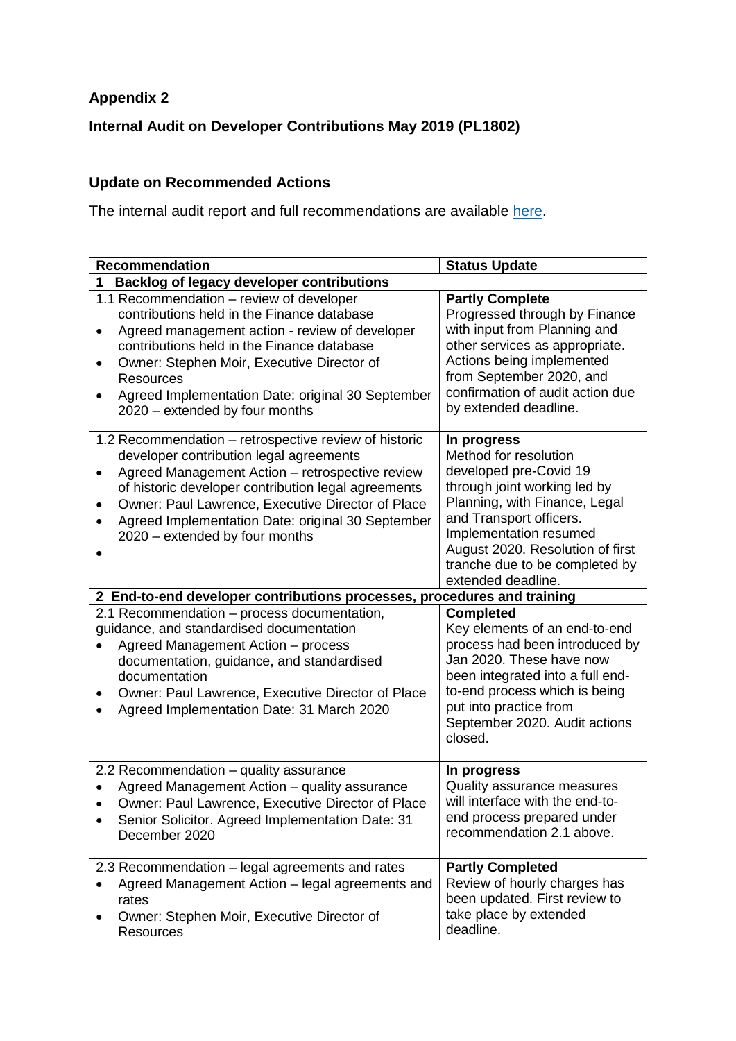**Appendix 2**

**Internal Audit on Developer Contributions May 2019 (PL1802)**

**Update on Recommended Actions**

The internal audit report and full recommendations are available [here](here).

| Recommendation | Status Update |
|---|---|
| **1 Backlog of legacy developer contributions** | |
| 1.1 Recommendation – review of developer contributions held in the Finance database<br>• Agreed management action - review of developer contributions held in the Finance database<br>• Owner: Stephen Moir, Executive Director of Resources<br>• Agreed Implementation Date: original 30 September 2020 – extended by four months | **Partly Complete**<br>Progressed through by Finance with input from Planning and other services as appropriate. Actions being implemented from September 2020, and confirmation of audit action due by extended deadline. |
| 1.2 Recommendation – retrospective review of historic developer contribution legal agreements<br>• Agreed Management Action – retrospective review of historic developer contribution legal agreements<br>• Owner: Paul Lawrence, Executive Director of Place<br>• Agreed Implementation Date: original 30 September 2020 – extended by four months<br>• | **In progress**<br>Method for resolution developed pre-Covid 19 through joint working led by Planning, with Finance, Legal and Transport officers. Implementation resumed August 2020. Resolution of first tranche due to be completed by extended deadline. |
| **2 End-to-end developer contributions processes, procedures and training** | |
| 2.1 Recommendation – process documentation, guidance, and standardised documentation<br>• Agreed Management Action – process documentation, guidance, and standardised documentation<br>• Owner: Paul Lawrence, Executive Director of Place<br>• Agreed Implementation Date: 31 March 2020 | **Completed**<br>Key elements of an end-to-end process had been introduced by Jan 2020. These have now been integrated into a full end-to-end process which is being put into practice from September 2020. Audit actions closed. |
| 2.2 Recommendation – quality assurance<br>• Agreed Management Action – quality assurance<br>• Owner: Paul Lawrence, Executive Director of Place<br>• Senior Solicitor. Agreed Implementation Date: 31 December 2020 | **In progress**<br>Quality assurance measures will interface with the end-to-end process prepared under recommendation 2.1 above. |
| 2.3 Recommendation – legal agreements and rates<br>• Agreed Management Action – legal agreements and rates<br>• Owner: Stephen Moir, Executive Director of Resources | **Partly Completed**<br>Review of hourly charges has been updated. First review to take place by extended deadline. |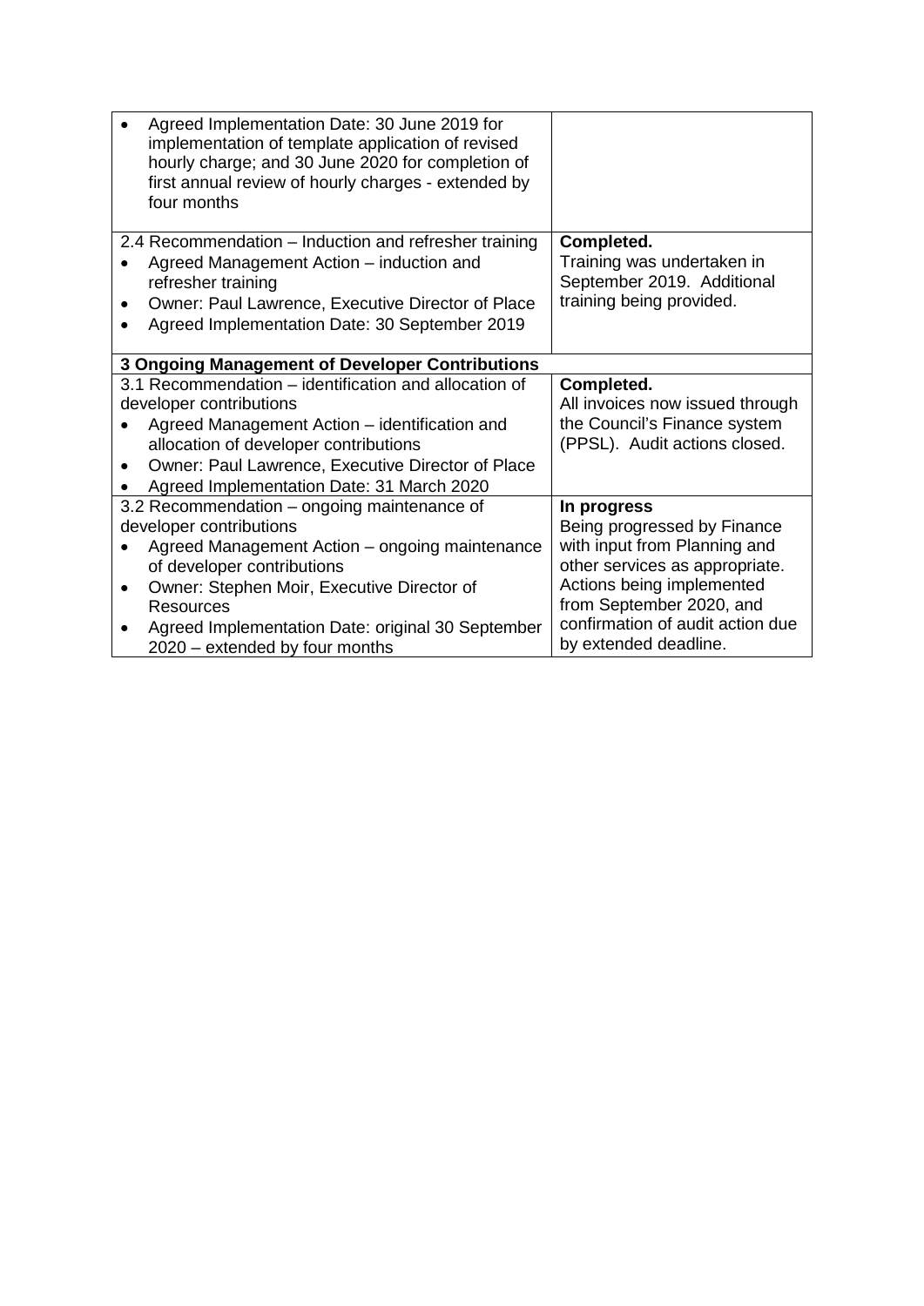| | |
|---|---|
| • Agreed Implementation Date: 30 June 2019 for implementation of template application of revised hourly charge; and 30 June 2020 for completion of first annual review of hourly charges - extended by four months | |
| 2.4 Recommendation – Induction and refresher training<br>• Agreed Management Action – induction and refresher training<br>• Owner: Paul Lawrence, Executive Director of Place<br>• Agreed Implementation Date: 30 September 2019 | **Completed.**<br>Training was undertaken in September 2019. Additional training being provided. |
| **3 Ongoing Management of Developer Contributions** | |
| 3.1 Recommendation – identification and allocation of developer contributions<br>• Agreed Management Action – identification and allocation of developer contributions<br>• Owner: Paul Lawrence, Executive Director of Place<br>• Agreed Implementation Date: 31 March 2020 | **Completed.**<br>All invoices now issued through the Council's Finance system (PPSL). Audit actions closed. |
| 3.2 Recommendation – ongoing maintenance of developer contributions<br>• Agreed Management Action – ongoing maintenance of developer contributions<br>• Owner: Stephen Moir, Executive Director of Resources<br>• Agreed Implementation Date: original 30 September 2020 – extended by four months | **In progress**<br>Being progressed by Finance with input from Planning and other services as appropriate. Actions being implemented from September 2020, and confirmation of audit action due by extended deadline. |